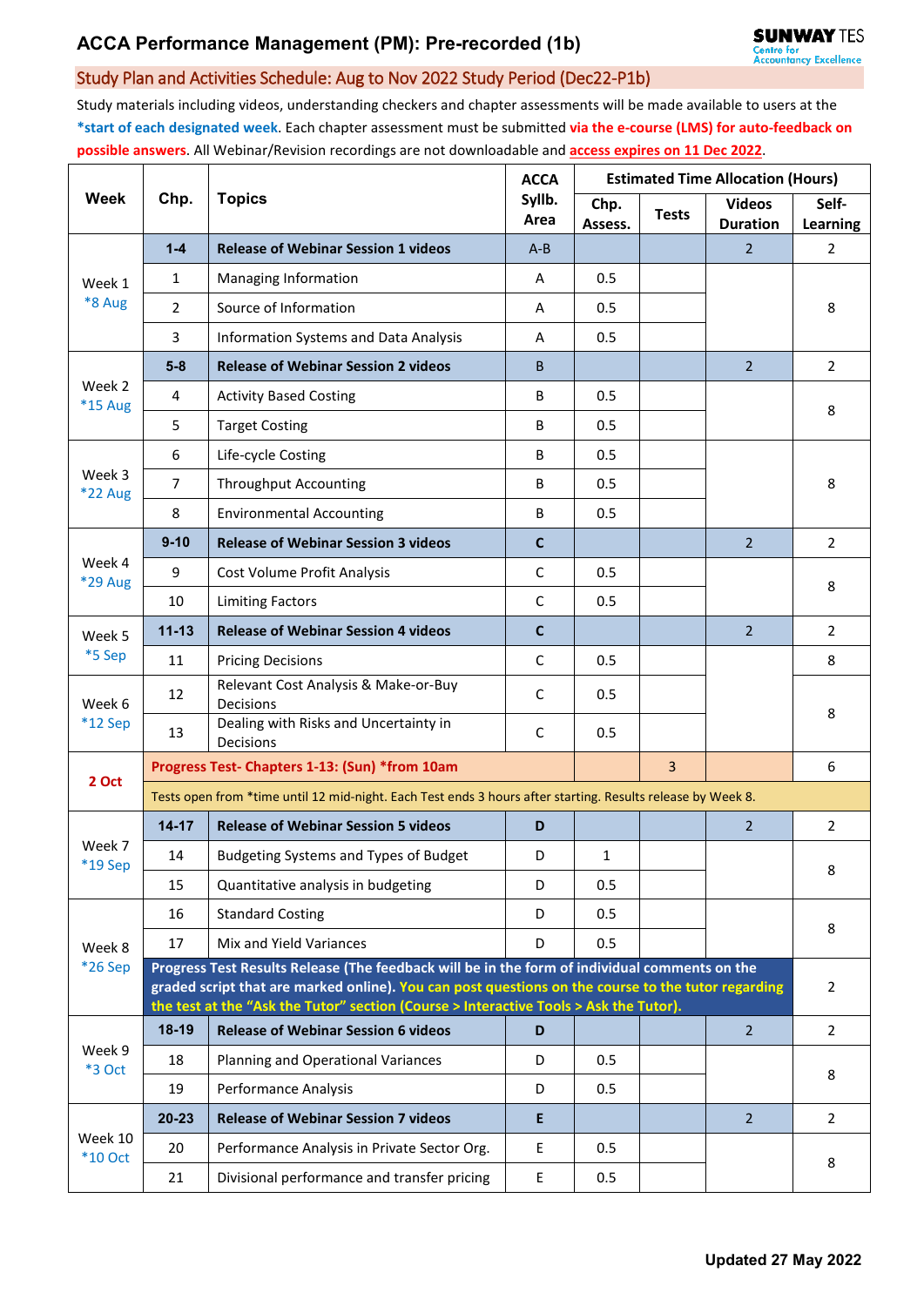# ACCA Performance Management (PM): Pre-recorded (1b)

## Study Plan and Activities Schedule: Aug to Nov 2022 Study Period (Dec22-P1b)

Study materials including videos, understanding checkers and chapter assessments will be made available to users at the **\*start of each designated week**. Each chapter assessment must be submitted **via the e-course (LMS) for auto-feedback on possible answers**. All Webinar/Revision recordings are not downloadable and **access expires on 11 Dec 2022**.

| Week | Chp. | Topics | ACCA Syllb. Area | Estimated Time Allocation (Hours) | | | |
|---|---|---|---|---|---|---|---|
| | | | | Chp. Assess. | Tests | Videos Duration | Self-Learning |
| Week 1 *8 Aug | **1-4** | **Release of Webinar Session 1 videos** | A-B | | | 2 | 2 |
| | 1 | Managing Information | A | 0.5 | | | 8 |
| | 2 | Source of Information | A | 0.5 | | | |
| | 3 | Information Systems and Data Analysis | A | 0.5 | | | |
| Week 2 *15 Aug | **5-8** | **Release of Webinar Session 2 videos** | B | | | 2 | 2 |
| | 4 | Activity Based Costing | B | 0.5 | | | 8 |
| | 5 | Target Costing | B | 0.5 | | | |
| Week 3 *22 Aug | 6 | Life-cycle Costing | B | 0.5 | | | 8 |
| | 7 | Throughput Accounting | B | 0.5 | | | |
| | 8 | Environmental Accounting | B | 0.5 | | | |
| Week 4 *29 Aug | **9-10** | **Release of Webinar Session 3 videos** | **C** | | | 2 | 2 |
| | 9 | Cost Volume Profit Analysis | C | 0.5 | | | 8 |
| | 10 | Limiting Factors | C | 0.5 | | | |
| Week 5 *5 Sep | **11-13** | **Release of Webinar Session 4 videos** | **C** | | | 2 | 2 |
| | 11 | Pricing Decisions | C | 0.5 | | | 8 |
| Week 6 *12 Sep | 12 | Relevant Cost Analysis & Make-or-Buy Decisions | C | 0.5 | | | 8 |
| | 13 | Dealing with Risks and Uncertainty in Decisions | C | 0.5 | | | |
| **2 Oct** | **Progress Test- Chapters 1-13: (Sun) \*from 10am** | | | | 3 | | 6 |
| | Tests open from *time until 12 mid-night. Each Test ends 3 hours after starting. Results release by Week 8. | | | | | | |
| Week 7 *19 Sep | **14-17** | **Release of Webinar Session 5 videos** | **D** | | | 2 | 2 |
| | 14 | Budgeting Systems and Types of Budget | D | 1 | | | 8 |
| | 15 | Quantitative analysis in budgeting | D | 0.5 | | | |
| Week 8 *26 Sep | 16 | Standard Costing | D | 0.5 | | | 8 |
| | 17 | Mix and Yield Variances | D | 0.5 | | | |
| | **Progress Test Results Release (The feedback will be in the form of individual comments on the graded script that are marked online). You can post questions on the course to the tutor regarding the test at the "Ask the Tutor" section (Course > Interactive Tools > Ask the Tutor).** | | | | | | 2 |
| Week 9 *3 Oct | **18-19** | **Release of Webinar Session 6 videos** | **D** | | | 2 | 2 |
| | 18 | Planning and Operational Variances | D | 0.5 | | | 8 |
| | 19 | Performance Analysis | D | 0.5 | | | |
| Week 10 *10 Oct | **20-23** | **Release of Webinar Session 7 videos** | **E** | | | 2 | 2 |
| | 20 | Performance Analysis in Private Sector Org. | E | 0.5 | | | 8 |
| | 21 | Divisional performance and transfer pricing | E | 0.5 | | | |

**Updated 27 May 2022**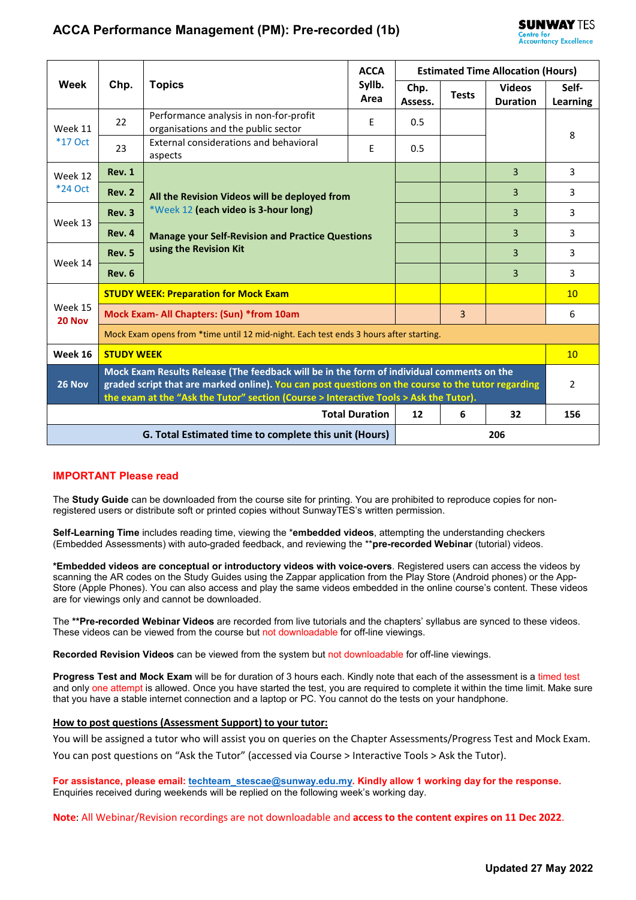# ACCA Performance Management (PM): Pre-recorded (1b)

| Week | Chp. | Topics | ACCA Syllb. Area | Estimated Time Allocation (Hours) | | | |
|---|---|---|---|---|---|---|---|
| | | | | Chp. Assess. | Tests | Videos Duration | Self-Learning |
| Week 11 *17 Oct | 22 | Performance analysis in non-for-profit organisations and the public sector | E | 0.5 | | | 8 |
| | 23 | External considerations and behavioral aspects | E | 0.5 | | | |
| Week 12 *24 Oct | Rev. 1 | **All the Revision Videos will be deployed from *Week 12 (each video is 3-hour long)** **Manage your Self-Revision and Practice Questions using the Revision Kit** | | | | 3 | 3 |
| | Rev. 2 | | | | | 3 | 3 |
| Week 13 | Rev. 3 | | | | | 3 | 3 |
| | Rev. 4 | | | | | 3 | 3 |
| Week 14 | Rev. 5 | | | | | 3 | 3 |
| | Rev. 6 | | | | | 3 | 3 |
| Week 15 **20 Nov** | **STUDY WEEK: Preparation for Mock Exam** | | | | | | 10 |
| | **Mock Exam- All Chapters: (Sun) *from 10am** | | | | 3 | | 6 |
| | Mock Exam opens from *time until 12 mid-night. Each test ends 3 hours after starting. | | | | | | |
| **Week 16** | **STUDY WEEK** | | | | | | 10 |
| **26 Nov** | **Mock Exam Results Release (The feedback will be in the form of individual comments on the graded script that are marked online). You can post questions on the course to the tutor regarding the exam at the "Ask the Tutor" section (Course > Interactive Tools > Ask the Tutor).** | | | | | | 2 |
| **Total Duration** | | | | **12** | **6** | **32** | **156** |
| **G. Total Estimated time to complete this unit (Hours)** | | | | **206** | | | |

## IMPORTANT Please read

The **Study Guide** can be downloaded from the course site for printing. You are prohibited to reproduce copies for non-registered users or distribute soft or printed copies without SunwayTES's written permission.

**Self-Learning Time** includes reading time, viewing the ***embedded videos**, attempting the understanding checkers (Embedded Assessments) with auto-graded feedback, and reviewing the ****pre-recorded Webinar** (tutorial) videos.

***Embedded videos are conceptual or introductory videos with voice-overs**. Registered users can access the videos by scanning the AR codes on the Study Guides using the Zappar application from the Play Store (Android phones) or the App-Store (Apple Phones). You can also access and play the same videos embedded in the online course's content. These videos are for viewings only and cannot be downloaded.

The ****Pre-recorded Webinar Videos** are recorded from live tutorials and the chapters' syllabus are synced to these videos. These videos can be viewed from the course but not downloadable for off-line viewings.

**Recorded Revision Videos** can be viewed from the system but not downloadable for off-line viewings.

**Progress Test and Mock Exam** will be for duration of 3 hours each. Kindly note that each of the assessment is a timed test and only one attempt is allowed. Once you have started the test, you are required to complete it within the time limit. Make sure that you have a stable internet connection and a laptop or PC. You cannot do the tests on your handphone.

**How to post questions (Assessment Support) to your tutor:**

You will be assigned a tutor who will assist you on queries on the Chapter Assessments/Progress Test and Mock Exam. You can post questions on "Ask the Tutor" (accessed via Course > Interactive Tools > Ask the Tutor).

**For assistance, please email: techteam_stescae@sunway.edu.my. Kindly allow 1 working day for the response.** Enquiries received during weekends will be replied on the following week's working day.

**Note**: All Webinar/Revision recordings are not downloadable and **access to the content expires on 11 Dec 2022**.

**Updated 27 May 2022**